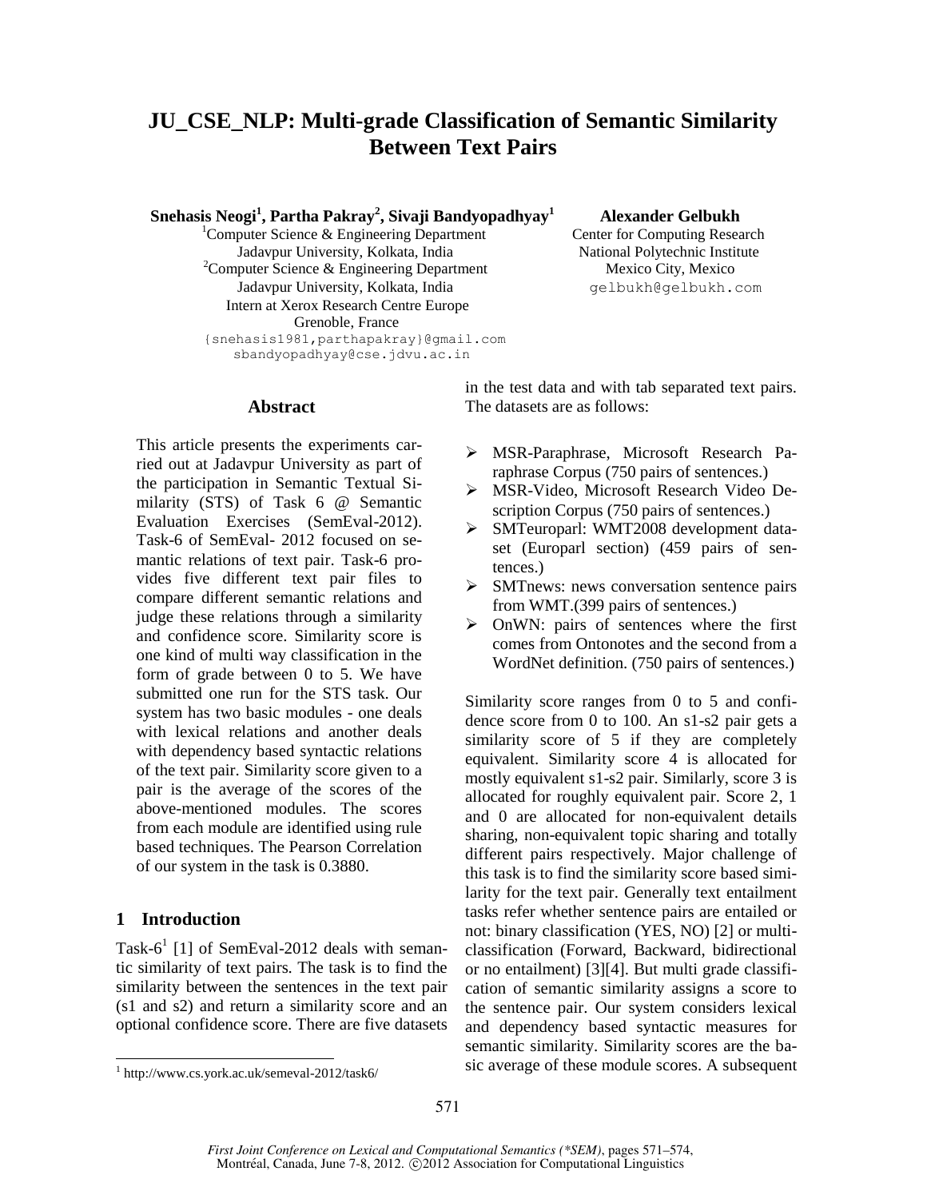# JU_CSE_NLP: Multi-grade Classification of Semantic Similarity Between Text Pairs

**Snehasis Neogi[1], Partha Pakray[2], Sivaji Bandyopadhyay[1]**

[1]Computer Science & Engineering Department
Jadavpur University, Kolkata, India
[2]Computer Science & Engineering Department
Jadavpur University, Kolkata, India
Intern at Xerox Research Centre Europe
Grenoble, France
{snehasis1981,parthapakray}@gmail.com
sbandyopadhyay@cse.jdvu.ac.in

**Alexander Gelbukh**

Center for Computing Research
National Polytechnic Institute
Mexico City, Mexico
gelbukh@gelbukh.com

## Abstract

This article presents the experiments carried out at Jadavpur University as part of the participation in Semantic Textual Similarity (STS) of Task 6 @ Semantic Evaluation Exercises (SemEval-2012). Task-6 of SemEval- 2012 focused on semantic relations of text pair. Task-6 provides five different text pair files to compare different semantic relations and judge these relations through a similarity and confidence score. Similarity score is one kind of multi way classification in the form of grade between 0 to 5. We have submitted one run for the STS task. Our system has two basic modules - one deals with lexical relations and another deals with dependency based syntactic relations of the text pair. Similarity score given to a pair is the average of the scores of the above-mentioned modules. The scores from each module are identified using rule based techniques. The Pearson Correlation of our system in the task is 0.3880.

## 1 Introduction

Task-6[1] [1] of SemEval-2012 deals with semantic similarity of text pairs. The task is to find the similarity between the sentences in the text pair (s1 and s2) and return a similarity score and an optional confidence score. There are five datasets in the test data and with tab separated text pairs. The datasets are as follows:

- MSR-Paraphrase, Microsoft Research Paraphrase Corpus (750 pairs of sentences.)
- MSR-Video, Microsoft Research Video Description Corpus (750 pairs of sentences.)
- SMTEuroparl: WMT2008 development dataset (Europarl section) (459 pairs of sentences.)
- SMTnews: news conversation sentence pairs from WMT.(399 pairs of sentences.)
- OnWN: pairs of sentences where the first comes from Ontonotes and the second from a WordNet definition. (750 pairs of sentences.)

Similarity score ranges from 0 to 5 and confidence score from 0 to 100. An s1-s2 pair gets a similarity score of 5 if they are completely equivalent. Similarity score 4 is allocated for mostly equivalent s1-s2 pair. Similarly, score 3 is allocated for roughly equivalent pair. Score 2, 1 and 0 are allocated for non-equivalent details sharing, non-equivalent topic sharing and totally different pairs respectively. Major challenge of this task is to find the similarity score based similarity for the text pair. Generally text entailment tasks refer whether sentence pairs are entailed or not: binary classification (YES, NO) [2] or multi-classification (Forward, Backward, bidirectional or no entailment) [3][4]. But multi grade classification of semantic similarity assigns a score to the sentence pair. Our system considers lexical and dependency based syntactic measures for semantic similarity. Similarity scores are the basic average of these module scores. A subsequent

[1] http://www.cs.york.ac.uk/semeval-2012/task6/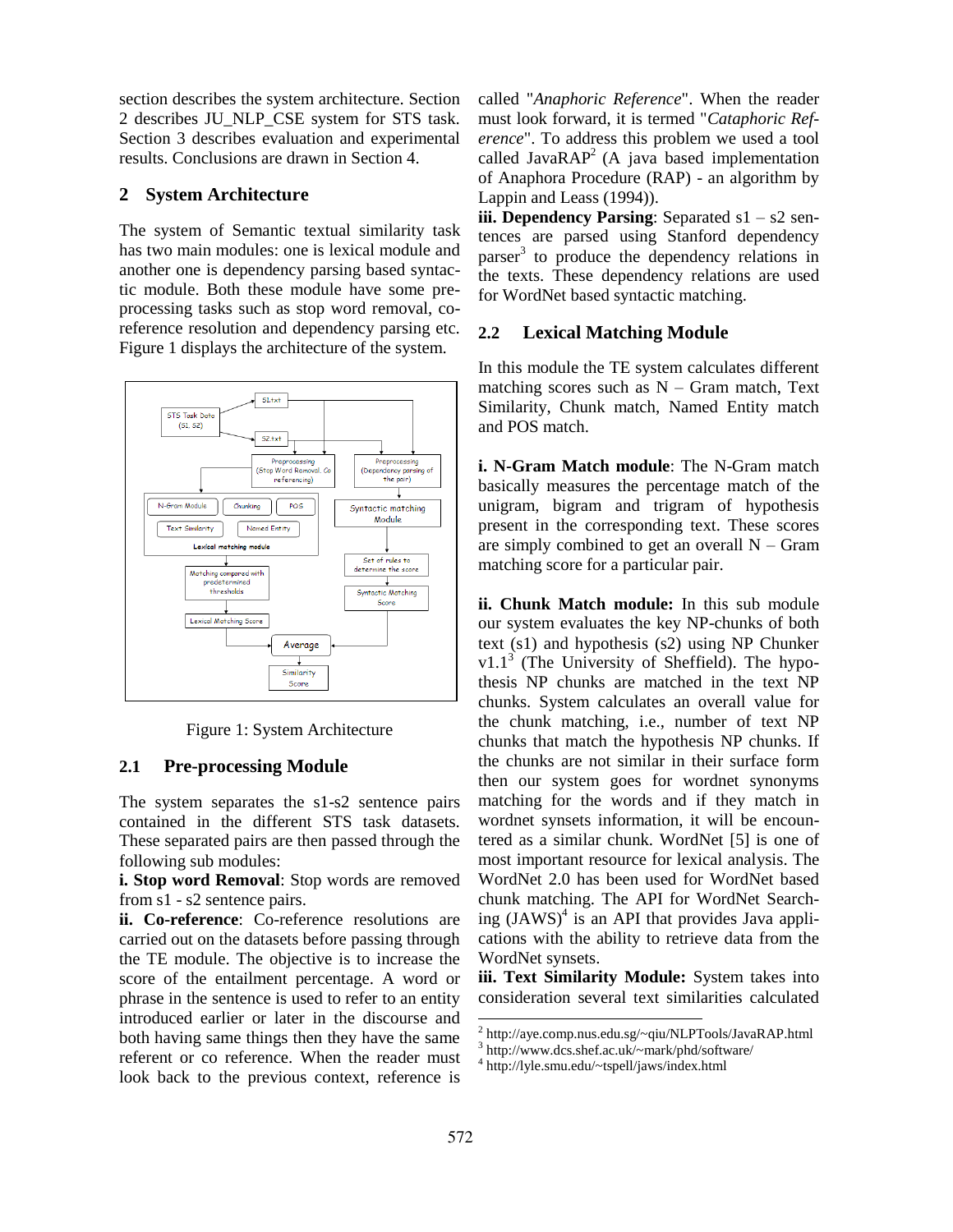section describes the system architecture. Section 2 describes JU_NLP_CSE system for STS task. Section 3 describes evaluation and experimental results. Conclusions are drawn in Section 4.

## 2 System Architecture

The system of Semantic textual similarity task has two main modules: one is lexical module and another one is dependency parsing based syntactic module. Both these module have some preprocessing tasks such as stop word removal, coreference resolution and dependency parsing etc. Figure 1 displays the architecture of the system.

Figure 1: System Architecture

### 2.1 Pre-processing Module

The system separates the s1-s2 sentence pairs contained in the different STS task datasets. These separated pairs are then passed through the following sub modules:

**i. Stop word Removal**: Stop words are removed from s1 - s2 sentence pairs.

**ii. Co-reference**: Co-reference resolutions are carried out on the datasets before passing through the TE module. The objective is to increase the score of the entailment percentage. A word or phrase in the sentence is used to refer to an entity introduced earlier or later in the discourse and both having same things then they have the same referent or co reference. When the reader must look back to the previous context, reference is called "*Anaphoric Reference*". When the reader must look forward, it is termed "*Cataphoric Reference*". To address this problem we used a tool called JavaRAP[2] (A java based implementation of Anaphora Procedure (RAP) - an algorithm by Lappin and Leass (1994)).

**iii. Dependency Parsing**: Separated s1 – s2 sentences are parsed using Stanford dependency parser[3] to produce the dependency relations in the texts. These dependency relations are used for WordNet based syntactic matching.

### 2.2 Lexical Matching Module

In this module the TE system calculates different matching scores such as N – Gram match, Text Similarity, Chunk match, Named Entity match and POS match.

**i. N-Gram Match module**: The N-Gram match basically measures the percentage match of the unigram, bigram and trigram of hypothesis present in the corresponding text. These scores are simply combined to get an overall N – Gram matching score for a particular pair.

**ii. Chunk Match module:** In this sub module our system evaluates the key NP-chunks of both text (s1) and hypothesis (s2) using NP Chunker v1.1[3] (The University of Sheffield). The hypothesis NP chunks are matched in the text NP chunks. System calculates an overall value for the chunk matching, i.e., number of text NP chunks that match the hypothesis NP chunks. If the chunks are not similar in their surface form then our system goes for wordnet synonyms matching for the words and if they match in wordnet synsets information, it will be encountered as a similar chunk. WordNet [5] is one of most important resource for lexical analysis. The WordNet 2.0 has been used for WordNet based chunk matching. The API for WordNet Searching (JAWS)[4] is an API that provides Java applications with the ability to retrieve data from the WordNet synsets.

**iii. Text Similarity Module:** System takes into consideration several text similarities calculated

---

[2] http://aye.comp.nus.edu.sg/~qiu/NLPTools/JavaRAP.html
[3] http://www.dcs.shef.ac.uk/~mark/phd/software/
[4] http://lyle.smu.edu/~tspell/jaws/index.html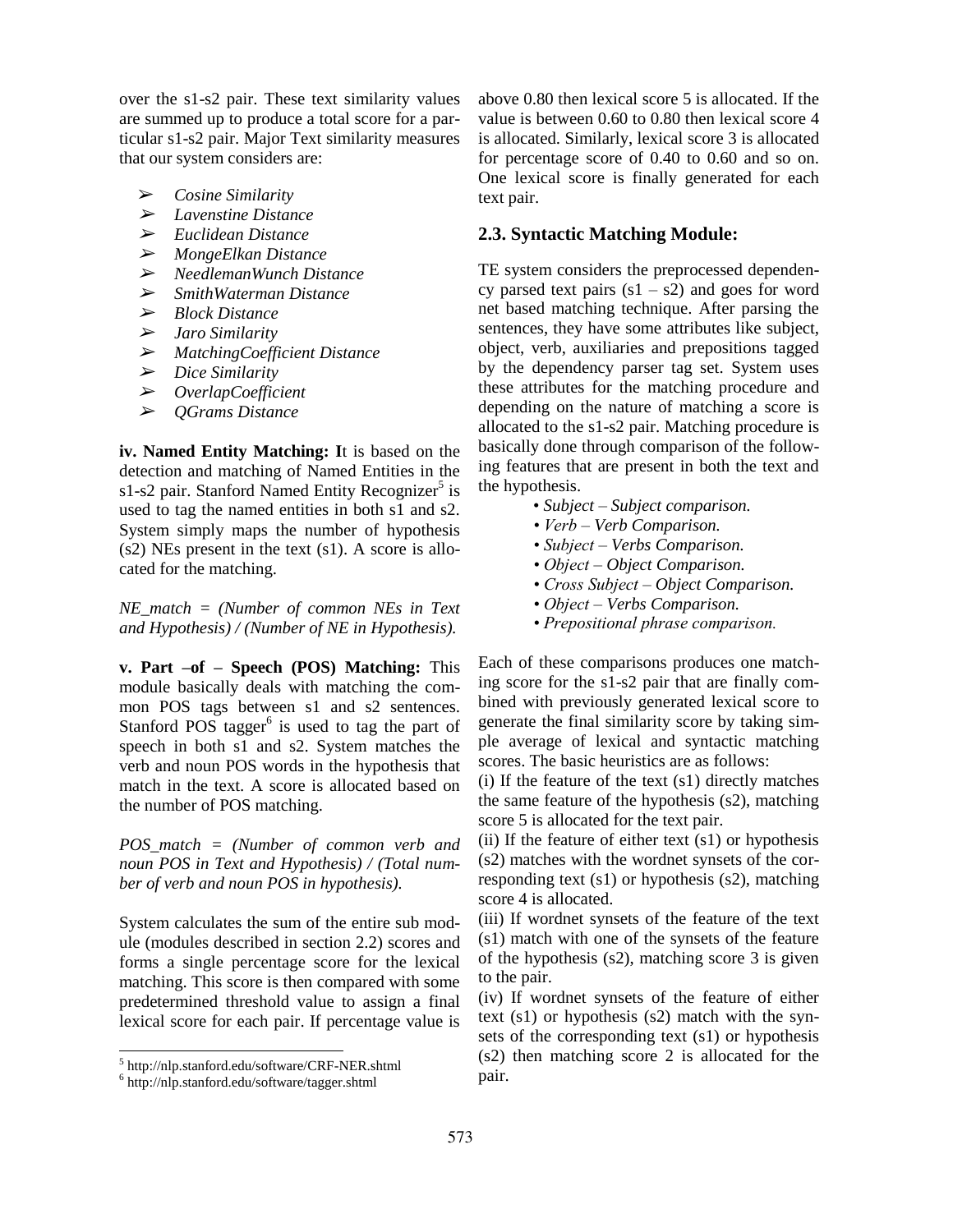over the s1-s2 pair. These text similarity values are summed up to produce a total score for a particular s1-s2 pair. Major Text similarity measures that our system considers are:

- *Cosine Similarity*
- *Lavenstine Distance*
- *Euclidean Distance*
- *MongeElkan Distance*
- *NeedlemanWunch Distance*
- *SmithWaterman Distance*
- *Block Distance*
- *Jaro Similarity*
- *MatchingCoefficient Distance*
- *Dice Similarity*
- *OverlapCoefficient*
- *QGrams Distance*

**iv. Named Entity Matching: I**t is based on the detection and matching of Named Entities in the s1-s2 pair. Stanford Named Entity Recognizer[5] is used to tag the named entities in both s1 and s2. System simply maps the number of hypothesis (s2) NEs present in the text (s1). A score is allocated for the matching.

*NE_match = (Number of common NEs in Text and Hypothesis) / (Number of NE in Hypothesis).*

**v. Part –of – Speech (POS) Matching:** This module basically deals with matching the common POS tags between s1 and s2 sentences. Stanford POS tagger[6] is used to tag the part of speech in both s1 and s2. System matches the verb and noun POS words in the hypothesis that match in the text. A score is allocated based on the number of POS matching.

*POS_match = (Number of common verb and noun POS in Text and Hypothesis) / (Total number of verb and noun POS in hypothesis).*

System calculates the sum of the entire sub module (modules described in section 2.2) scores and forms a single percentage score for the lexical matching. This score is then compared with some predetermined threshold value to assign a final lexical score for each pair. If percentage value is above 0.80 then lexical score 5 is allocated. If the value is between 0.60 to 0.80 then lexical score 4 is allocated. Similarly, lexical score 3 is allocated for percentage score of 0.40 to 0.60 and so on. One lexical score is finally generated for each text pair.

## 2.3. Syntactic Matching Module:

TE system considers the preprocessed dependency parsed text pairs (s1 – s2) and goes for word net based matching technique. After parsing the sentences, they have some attributes like subject, object, verb, auxiliaries and prepositions tagged by the dependency parser tag set. System uses these attributes for the matching procedure and depending on the nature of matching a score is allocated to the s1-s2 pair. Matching procedure is basically done through comparison of the following features that are present in both the text and the hypothesis.

- *Subject – Subject comparison.*
- *Verb – Verb Comparison.*
- *Subject – Verbs Comparison.*
- *Object – Object Comparison.*
- *Cross Subject – Object Comparison.*
- *Object – Verbs Comparison.*
- *Prepositional phrase comparison.*

Each of these comparisons produces one matching score for the s1-s2 pair that are finally combined with previously generated lexical score to generate the final similarity score by taking simple average of lexical and syntactic matching scores. The basic heuristics are as follows:

(i) If the feature of the text (s1) directly matches the same feature of the hypothesis (s2), matching score 5 is allocated for the text pair.

(ii) If the feature of either text (s1) or hypothesis (s2) matches with the wordnet synsets of the corresponding text (s1) or hypothesis (s2), matching score 4 is allocated.

(iii) If wordnet synsets of the feature of the text (s1) match with one of the synsets of the feature of the hypothesis (s2), matching score 3 is given to the pair.

(iv) If wordnet synsets of the feature of either text (s1) or hypothesis (s2) match with the synsets of the corresponding text (s1) or hypothesis (s2) then matching score 2 is allocated for the pair.

[5] http://nlp.stanford.edu/software/CRF-NER.shtml

[6] http://nlp.stanford.edu/software/tagger.shtml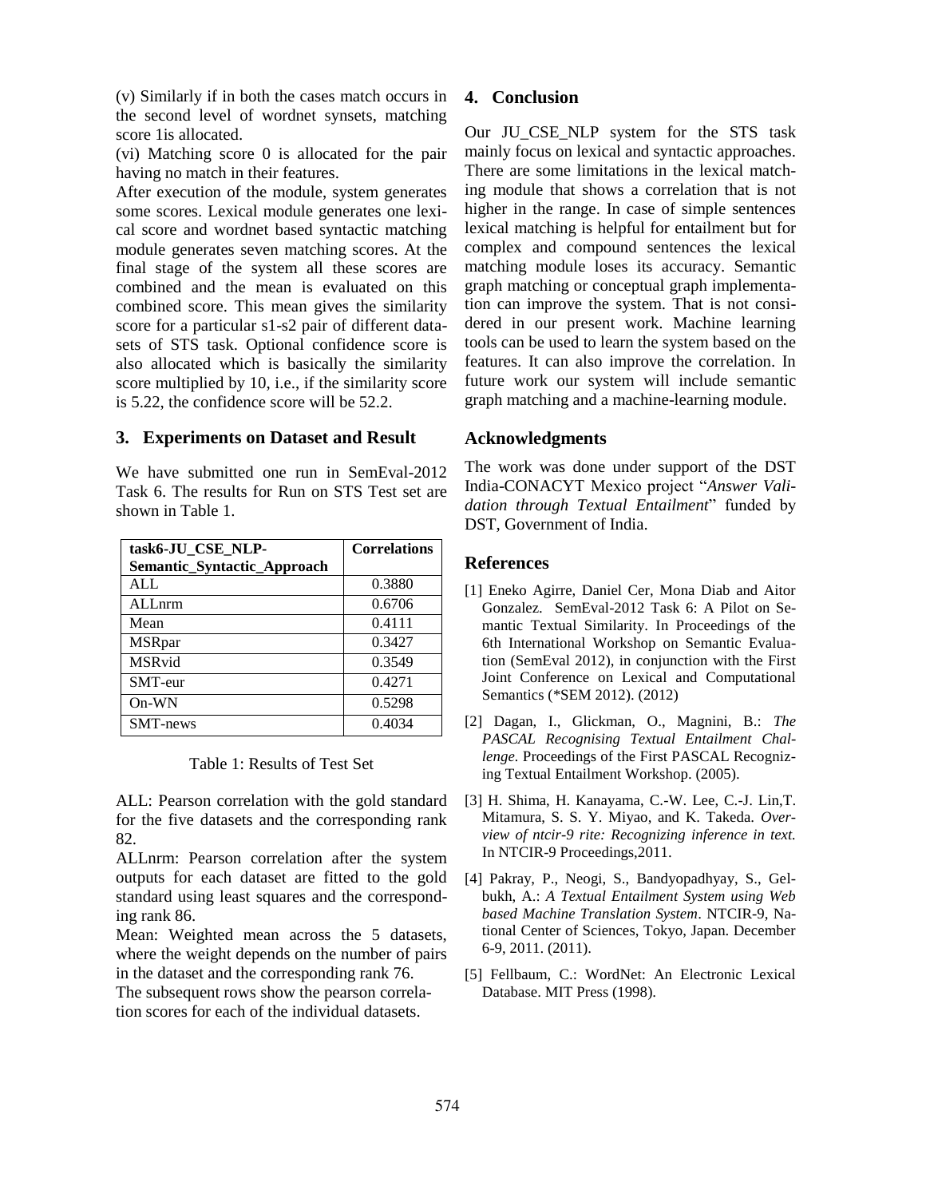(v) Similarly if in both the cases match occurs in the second level of wordnet synsets, matching score 1is allocated.

(vi) Matching score 0 is allocated for the pair having no match in their features.

After execution of the module, system generates some scores. Lexical module generates one lexical score and wordnet based syntactic matching module generates seven matching scores. At the final stage of the system all these scores are combined and the mean is evaluated on this combined score. This mean gives the similarity score for a particular s1-s2 pair of different datasets of STS task. Optional confidence score is also allocated which is basically the similarity score multiplied by 10, i.e., if the similarity score is 5.22, the confidence score will be 52.2.

## 3. Experiments on Dataset and Result

We have submitted one run in SemEval-2012 Task 6. The results for Run on STS Test set are shown in Table 1.

| **task6-JU_CSE_NLP-Semantic_Syntactic_Approach** | **Correlations** |
|---|---|
| ALL | 0.3880 |
| ALLnrm | 0.6706 |
| Mean | 0.4111 |
| MSRpar | 0.3427 |
| MSRvid | 0.3549 |
| SMT-eur | 0.4271 |
| On-WN | 0.5298 |
| SMT-news | 0.4034 |

Table 1: Results of Test Set

ALL: Pearson correlation with the gold standard for the five datasets and the corresponding rank 82.

ALLnrm: Pearson correlation after the system outputs for each dataset are fitted to the gold standard using least squares and the corresponding rank 86.

Mean: Weighted mean across the 5 datasets, where the weight depends on the number of pairs in the dataset and the corresponding rank 76.

The subsequent rows show the pearson correlation scores for each of the individual datasets.

## 4. Conclusion

Our JU_CSE_NLP system for the STS task mainly focus on lexical and syntactic approaches. There are some limitations in the lexical matching module that shows a correlation that is not higher in the range. In case of simple sentences lexical matching is helpful for entailment but for complex and compound sentences the lexical matching module loses its accuracy. Semantic graph matching or conceptual graph implementation can improve the system. That is not considered in our present work. Machine learning tools can be used to learn the system based on the features. It can also improve the correlation. In future work our system will include semantic graph matching and a machine-learning module.

## Acknowledgments

The work was done under support of the DST India-CONACYT Mexico project "*Answer Validation through Textual Entailment*" funded by DST, Government of India.

## References

[1] Eneko Agirre, Daniel Cer, Mona Diab and Aitor Gonzalez. SemEval-2012 Task 6: A Pilot on Semantic Textual Similarity. In Proceedings of the 6th International Workshop on Semantic Evaluation (SemEval 2012), in conjunction with the First Joint Conference on Lexical and Computational Semantics (*SEM 2012). (2012)

[2] Dagan, I., Glickman, O., Magnini, B.: *The PASCAL Recognising Textual Entailment Challenge.* Proceedings of the First PASCAL Recognizing Textual Entailment Workshop. (2005).

[3] H. Shima, H. Kanayama, C.-W. Lee, C.-J. Lin,T. Mitamura, S. S. Y. Miyao, and K. Takeda. *Overview of ntcir-9 rite: Recognizing inference in text.* In NTCIR-9 Proceedings,2011.

[4] Pakray, P., Neogi, S., Bandyopadhyay, S., Gelbukh, A.: *A Textual Entailment System using Web based Machine Translation System*. NTCIR-9, National Center of Sciences, Tokyo, Japan. December 6-9, 2011. (2011).

[5] Fellbaum, C.: WordNet: An Electronic Lexical Database. MIT Press (1998).